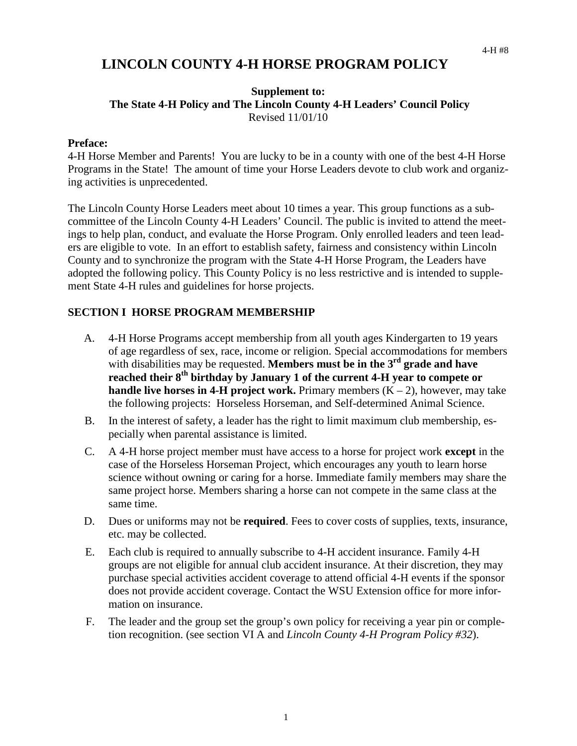4-H #8

# LINCOLN COUNTY 4-H HORSE PROGRAM POLICY

**Supplement to:**
**The State 4-H Policy and The Lincoln County 4-H Leaders' Council Policy**
Revised 11/01/10

**Preface:**
4-H Horse Member and Parents! You are lucky to be in a county with one of the best 4-H Horse Programs in the State! The amount of time your Horse Leaders devote to club work and organizing activities is unprecedented.

The Lincoln County Horse Leaders meet about 10 times a year. This group functions as a subcommittee of the Lincoln County 4-H Leaders' Council. The public is invited to attend the meetings to help plan, conduct, and evaluate the Horse Program. Only enrolled leaders and teen leaders are eligible to vote. In an effort to establish safety, fairness and consistency within Lincoln County and to synchronize the program with the State 4-H Horse Program, the Leaders have adopted the following policy. This County Policy is no less restrictive and is intended to supplement State 4-H rules and guidelines for horse projects.

## SECTION I HORSE PROGRAM MEMBERSHIP

A. 4-H Horse Programs accept membership from all youth ages Kindergarten to 19 years of age regardless of sex, race, income or religion. Special accommodations for members with disabilities may be requested. **Members must be in the 3rd grade and have reached their 8th birthday by January 1 of the current 4-H year to compete or handle live horses in 4-H project work.** Primary members (K – 2), however, may take the following projects: Horseless Horseman, and Self-determined Animal Science.

B. In the interest of safety, a leader has the right to limit maximum club membership, especially when parental assistance is limited.

C. A 4-H horse project member must have access to a horse for project work **except** in the case of the Horseless Horseman Project, which encourages any youth to learn horse science without owning or caring for a horse. Immediate family members may share the same project horse. Members sharing a horse can not compete in the same class at the same time.

D. Dues or uniforms may not be **required**. Fees to cover costs of supplies, texts, insurance, etc. may be collected.

E. Each club is required to annually subscribe to 4-H accident insurance. Family 4-H groups are not eligible for annual club accident insurance. At their discretion, they may purchase special activities accident coverage to attend official 4-H events if the sponsor does not provide accident coverage. Contact the WSU Extension office for more information on insurance.

F. The leader and the group set the group's own policy for receiving a year pin or completion recognition. (see section VI A and *Lincoln County 4-H Program Policy #32*).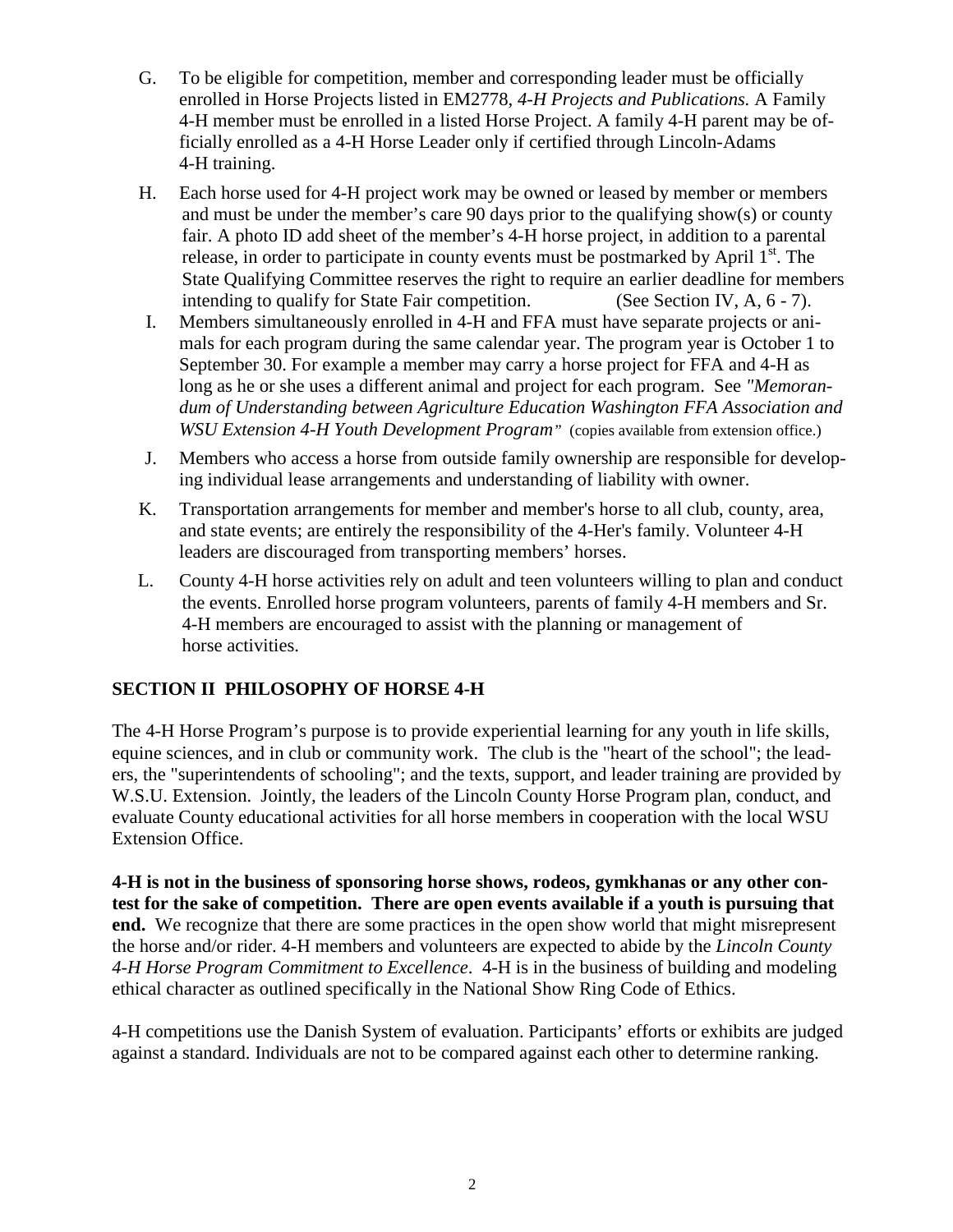G. To be eligible for competition, member and corresponding leader must be officially enrolled in Horse Projects listed in EM2778, *4-H Projects and Publications.* A Family 4-H member must be enrolled in a listed Horse Project. A family 4-H parent may be officially enrolled as a 4-H Horse Leader only if certified through Lincoln-Adams 4-H training.

H. Each horse used for 4-H project work may be owned or leased by member or members and must be under the member's care 90 days prior to the qualifying show(s) or county fair. A photo ID add sheet of the member's 4-H horse project, in addition to a parental release, in order to participate in county events must be postmarked by April 1st. The State Qualifying Committee reserves the right to require an earlier deadline for members intending to qualify for State Fair competition. (See Section IV, A, 6 - 7).

I. Members simultaneously enrolled in 4-H and FFA must have separate projects or animals for each program during the same calendar year. The program year is October 1 to September 30. For example a member may carry a horse project for FFA and 4-H as long as he or she uses a different animal and project for each program. See *"Memorandum of Understanding between Agriculture Education Washington FFA Association and WSU Extension 4-H Youth Development Program"* (copies available from extension office.)

J. Members who access a horse from outside family ownership are responsible for developing individual lease arrangements and understanding of liability with owner.

K. Transportation arrangements for member and member's horse to all club, county, area, and state events; are entirely the responsibility of the 4-Her's family. Volunteer 4-H leaders are discouraged from transporting members' horses.

L. County 4-H horse activities rely on adult and teen volunteers willing to plan and conduct the events. Enrolled horse program volunteers, parents of family 4-H members and Sr. 4-H members are encouraged to assist with the planning or management of horse activities.

## SECTION II PHILOSOPHY OF HORSE 4-H

The 4-H Horse Program's purpose is to provide experiential learning for any youth in life skills, equine sciences, and in club or community work. The club is the "heart of the school"; the leaders, the "superintendents of schooling"; and the texts, support, and leader training are provided by W.S.U. Extension. Jointly, the leaders of the Lincoln County Horse Program plan, conduct, and evaluate County educational activities for all horse members in cooperation with the local WSU Extension Office.

**4-H is not in the business of sponsoring horse shows, rodeos, gymkhanas or any other contest for the sake of competition. There are open events available if a youth is pursuing that end.** We recognize that there are some practices in the open show world that might misrepresent the horse and/or rider. 4-H members and volunteers are expected to abide by the *Lincoln County 4-H Horse Program Commitment to Excellence*. 4-H is in the business of building and modeling ethical character as outlined specifically in the National Show Ring Code of Ethics.

4-H competitions use the Danish System of evaluation. Participants' efforts or exhibits are judged against a standard. Individuals are not to be compared against each other to determine ranking.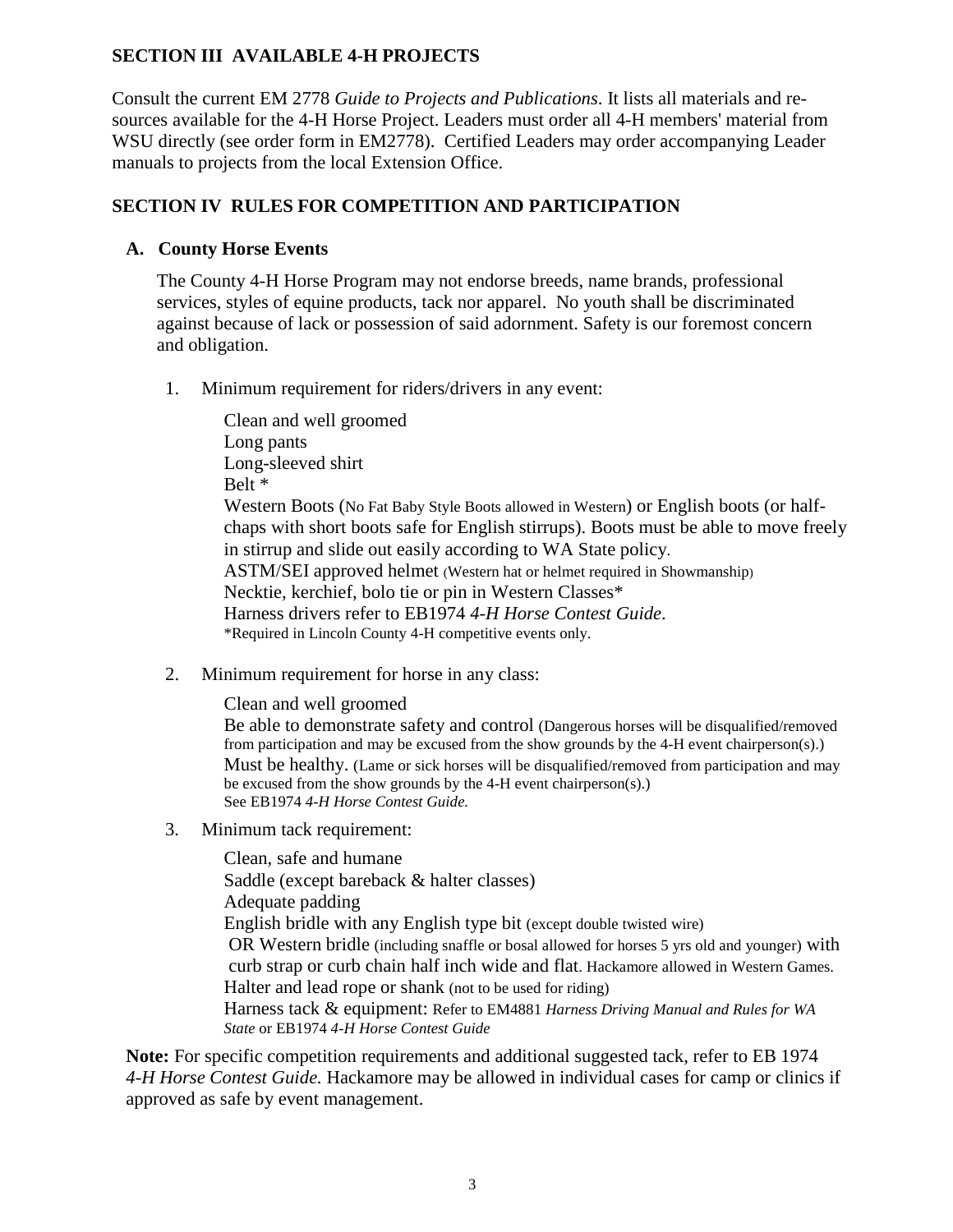## SECTION III AVAILABLE 4-H PROJECTS

Consult the current EM 2778 *Guide to Projects and Publications*. It lists all materials and resources available for the 4-H Horse Project. Leaders must order all 4-H members' material from WSU directly (see order form in EM2778). Certified Leaders may order accompanying Leader manuals to projects from the local Extension Office.

## SECTION IV RULES FOR COMPETITION AND PARTICIPATION

### A. County Horse Events

The County 4-H Horse Program may not endorse breeds, name brands, professional services, styles of equine products, tack nor apparel. No youth shall be discriminated against because of lack or possession of said adornment. Safety is our foremost concern and obligation.

1. Minimum requirement for riders/drivers in any event:

   Clean and well groomed
   Long pants
   Long-sleeved shirt
   Belt *
   Western Boots (No Fat Baby Style Boots allowed in Western) or English boots (or half-chaps with short boots safe for English stirrups). Boots must be able to move freely in stirrup and slide out easily according to WA State policy.
   ASTM/SEI approved helmet (Western hat or helmet required in Showmanship)
   Necktie, kerchief, bolo tie or pin in Western Classes*
   Harness drivers refer to EB1974 *4-H Horse Contest Guide*.
   *Required in Lincoln County 4-H competitive events only.

2. Minimum requirement for horse in any class:

   Clean and well groomed
   Be able to demonstrate safety and control (Dangerous horses will be disqualified/removed from participation and may be excused from the show grounds by the 4-H event chairperson(s).)
   Must be healthy. (Lame or sick horses will be disqualified/removed from participation and may be excused from the show grounds by the 4-H event chairperson(s).)
   See EB1974 *4-H Horse Contest Guide.*

3. Minimum tack requirement:

   Clean, safe and humane
   Saddle (except bareback & halter classes)
   Adequate padding
   English bridle with any English type bit (except double twisted wire)
   OR Western bridle (including snaffle or bosal allowed for horses 5 yrs old and younger) with curb strap or curb chain half inch wide and flat. Hackamore allowed in Western Games.
   Halter and lead rope or shank (not to be used for riding)
   Harness tack & equipment: Refer to EM4881 *Harness Driving Manual and Rules for WA State* or EB1974 *4-H Horse Contest Guide*

**Note:** For specific competition requirements and additional suggested tack, refer to EB 1974 *4-H Horse Contest Guide.* Hackamore may be allowed in individual cases for camp or clinics if approved as safe by event management.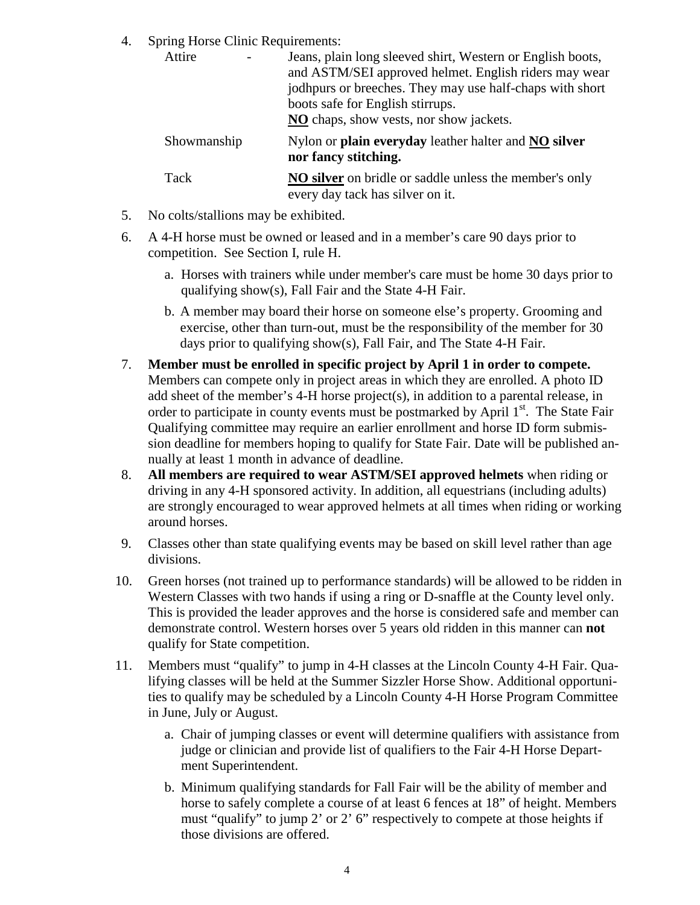4. Spring Horse Clinic Requirements:

   | | |
   |---|---|
   | Attire - | Jeans, plain long sleeved shirt, Western or English boots, and ASTM/SEI approved helmet. English riders may wear jodhpurs or breeches. They may use half-chaps with short boots safe for English stirrups. <u>**NO**</u> chaps, show vests, nor show jackets. |
   | Showmanship | Nylon or **plain everyday** leather halter and <u>**NO**</u> **silver nor fancy stitching.** |
   | Tack | <u>**NO silver**</u> on bridle or saddle unless the member's only every day tack has silver on it. |

5. No colts/stallions may be exhibited.
6. A 4-H horse must be owned or leased and in a member's care 90 days prior to competition. See Section I, rule H.
   a. Horses with trainers while under member's care must be home 30 days prior to qualifying show(s), Fall Fair and the State 4-H Fair.
   b. A member may board their horse on someone else's property. Grooming and exercise, other than turn-out, must be the responsibility of the member for 30 days prior to qualifying show(s), Fall Fair, and The State 4-H Fair.
7. **Member must be enrolled in specific project by April 1 in order to compete.** Members can compete only in project areas in which they are enrolled. A photo ID add sheet of the member's 4-H horse project(s), in addition to a parental release, in order to participate in county events must be postmarked by April 1st. The State Fair Qualifying committee may require an earlier enrollment and horse ID form submission deadline for members hoping to qualify for State Fair. Date will be published annually at least 1 month in advance of deadline.
8. **All members are required to wear ASTM/SEI approved helmets** when riding or driving in any 4-H sponsored activity. In addition, all equestrians (including adults) are strongly encouraged to wear approved helmets at all times when riding or working around horses.
9. Classes other than state qualifying events may be based on skill level rather than age divisions.
10. Green horses (not trained up to performance standards) will be allowed to be ridden in Western Classes with two hands if using a ring or D-snaffle at the County level only. This is provided the leader approves and the horse is considered safe and member can demonstrate control. Western horses over 5 years old ridden in this manner can **not** qualify for State competition.
11. Members must "qualify" to jump in 4-H classes at the Lincoln County 4-H Fair. Qualifying classes will be held at the Summer Sizzler Horse Show. Additional opportunities to qualify may be scheduled by a Lincoln County 4-H Horse Program Committee in June, July or August.
    a. Chair of jumping classes or event will determine qualifiers with assistance from judge or clinician and provide list of qualifiers to the Fair 4-H Horse Department Superintendent.
    b. Minimum qualifying standards for Fall Fair will be the ability of member and horse to safely complete a course of at least 6 fences at 18" of height. Members must "qualify" to jump 2' or 2' 6" respectively to compete at those heights if those divisions are offered.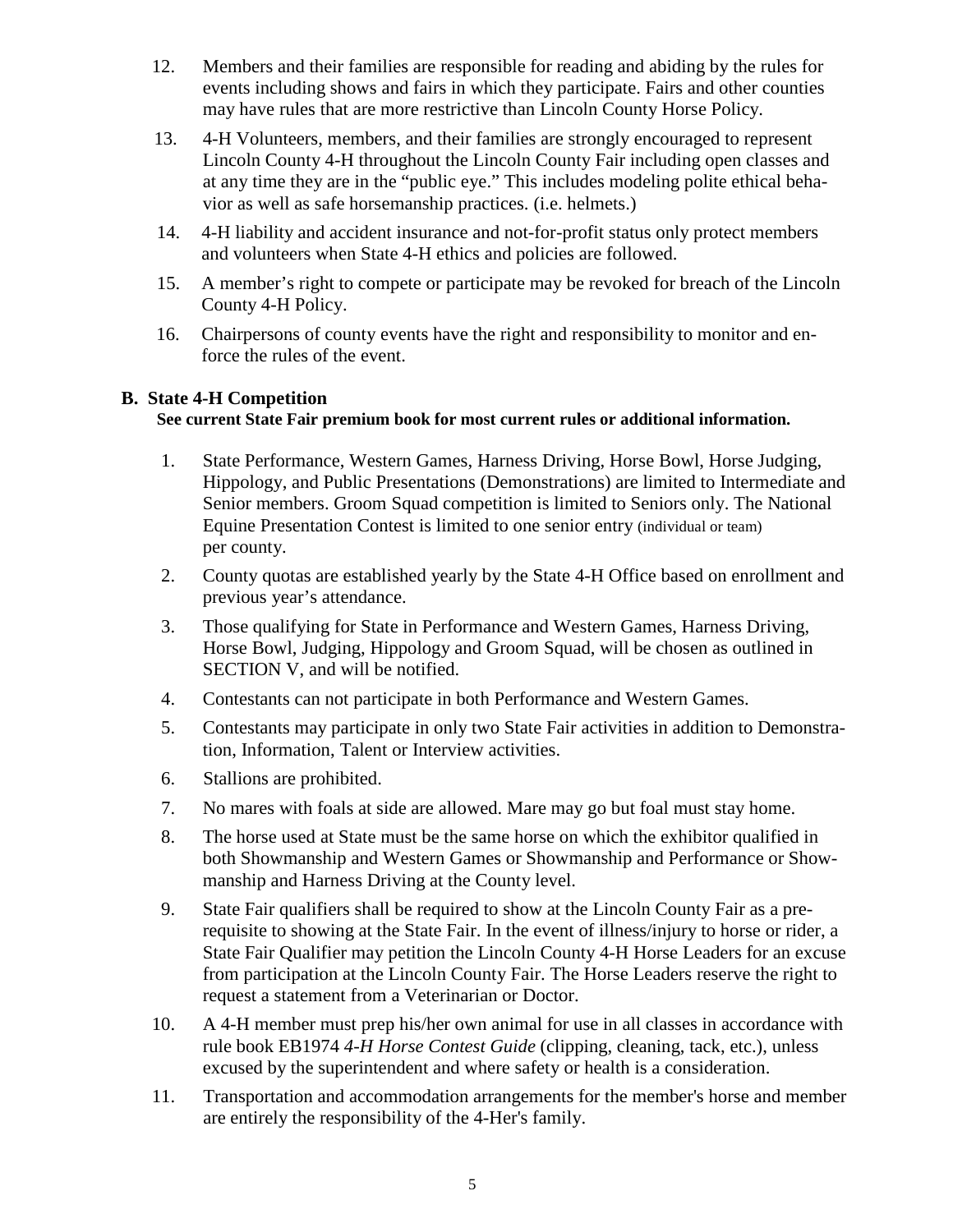12. Members and their families are responsible for reading and abiding by the rules for events including shows and fairs in which they participate. Fairs and other counties may have rules that are more restrictive than Lincoln County Horse Policy.
13. 4-H Volunteers, members, and their families are strongly encouraged to represent Lincoln County 4-H throughout the Lincoln County Fair including open classes and at any time they are in the "public eye." This includes modeling polite ethical behavior as well as safe horsemanship practices. (i.e. helmets.)
14. 4-H liability and accident insurance and not-for-profit status only protect members and volunteers when State 4-H ethics and policies are followed.
15. A member's right to compete or participate may be revoked for breach of the Lincoln County 4-H Policy.
16. Chairpersons of county events have the right and responsibility to monitor and enforce the rules of the event.

**B. State 4-H Competition**

**See current State Fair premium book for most current rules or additional information.**

1. State Performance, Western Games, Harness Driving, Horse Bowl, Horse Judging, Hippology, and Public Presentations (Demonstrations) are limited to Intermediate and Senior members. Groom Squad competition is limited to Seniors only. The National Equine Presentation Contest is limited to one senior entry (individual or team) per county.
2. County quotas are established yearly by the State 4-H Office based on enrollment and previous year's attendance.
3. Those qualifying for State in Performance and Western Games, Harness Driving, Horse Bowl, Judging, Hippology and Groom Squad, will be chosen as outlined in SECTION V, and will be notified.
4. Contestants can not participate in both Performance and Western Games.
5. Contestants may participate in only two State Fair activities in addition to Demonstration, Information, Talent or Interview activities.
6. Stallions are prohibited.
7. No mares with foals at side are allowed. Mare may go but foal must stay home.
8. The horse used at State must be the same horse on which the exhibitor qualified in both Showmanship and Western Games or Showmanship and Performance or Showmanship and Harness Driving at the County level.
9. State Fair qualifiers shall be required to show at the Lincoln County Fair as a prerequisite to showing at the State Fair. In the event of illness/injury to horse or rider, a State Fair Qualifier may petition the Lincoln County 4-H Horse Leaders for an excuse from participation at the Lincoln County Fair. The Horse Leaders reserve the right to request a statement from a Veterinarian or Doctor.
10. A 4-H member must prep his/her own animal for use in all classes in accordance with rule book EB1974 *4-H Horse Contest Guide* (clipping, cleaning, tack, etc.), unless excused by the superintendent and where safety or health is a consideration.
11. Transportation and accommodation arrangements for the member's horse and member are entirely the responsibility of the 4-Her's family.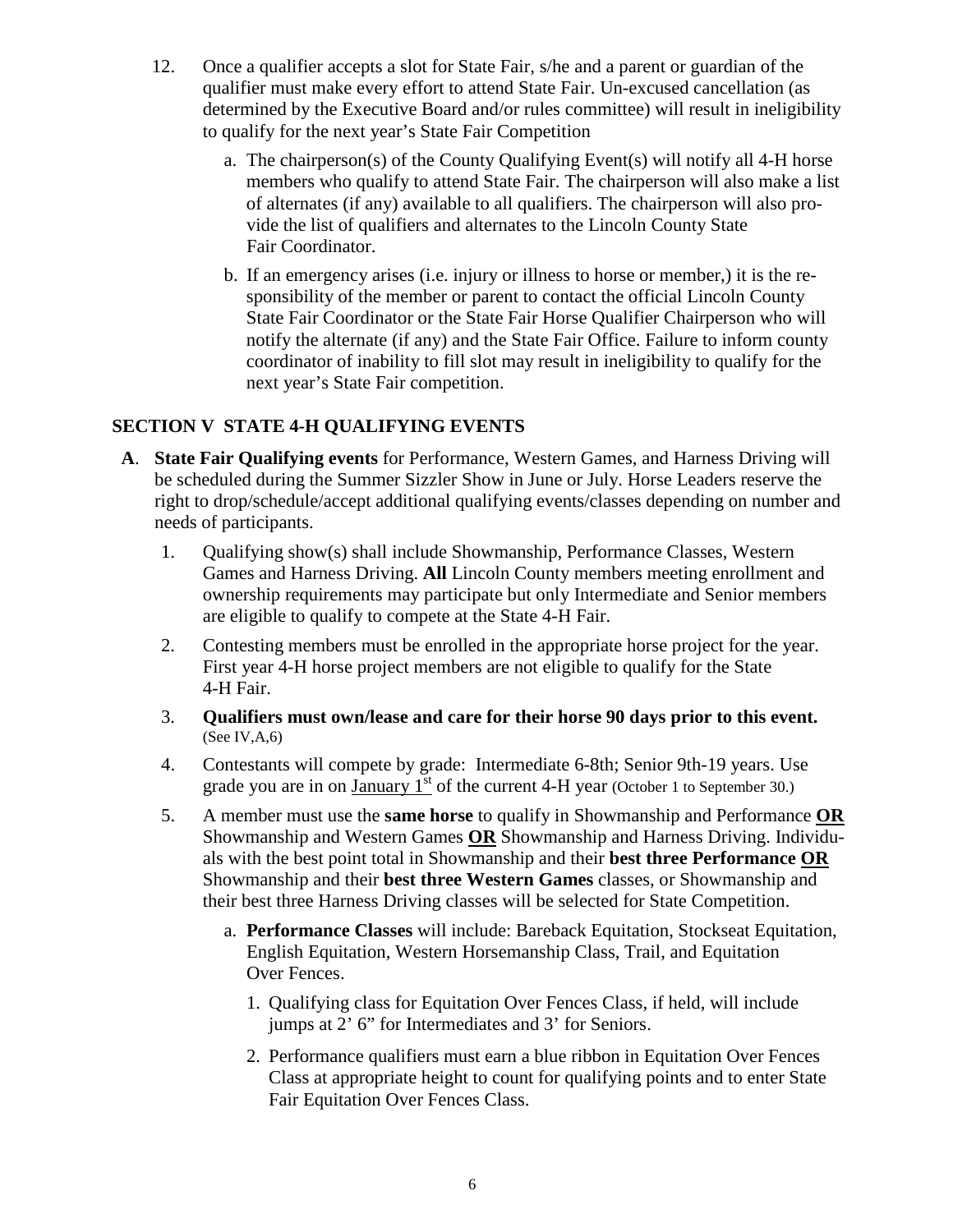12. Once a qualifier accepts a slot for State Fair, s/he and a parent or guardian of the qualifier must make every effort to attend State Fair. Un-excused cancellation (as determined by the Executive Board and/or rules committee) will result in ineligibility to qualify for the next year's State Fair Competition

    a. The chairperson(s) of the County Qualifying Event(s) will notify all 4-H horse members who qualify to attend State Fair. The chairperson will also make a list of alternates (if any) available to all qualifiers. The chairperson will also provide the list of qualifiers and alternates to the Lincoln County State Fair Coordinator.

    b. If an emergency arises (i.e. injury or illness to horse or member,) it is the responsibility of the member or parent to contact the official Lincoln County State Fair Coordinator or the State Fair Horse Qualifier Chairperson who will notify the alternate (if any) and the State Fair Office. Failure to inform county coordinator of inability to fill slot may result in ineligibility to qualify for the next year's State Fair competition.

## SECTION V STATE 4-H QUALIFYING EVENTS

**A**. **State Fair Qualifying events** for Performance, Western Games, and Harness Driving will be scheduled during the Summer Sizzler Show in June or July. Horse Leaders reserve the right to drop/schedule/accept additional qualifying events/classes depending on number and needs of participants.

1. Qualifying show(s) shall include Showmanship, Performance Classes, Western Games and Harness Driving. **All** Lincoln County members meeting enrollment and ownership requirements may participate but only Intermediate and Senior members are eligible to qualify to compete at the State 4-H Fair.

2. Contesting members must be enrolled in the appropriate horse project for the year. First year 4-H horse project members are not eligible to qualify for the State 4-H Fair.

3. **Qualifiers must own/lease and care for their horse 90 days prior to this event.** (See IV,A,6)

4. Contestants will compete by grade: Intermediate 6-8th; Senior 9th-19 years. Use grade you are in on January 1st of the current 4-H year (October 1 to September 30.)

5. A member must use the **same horse** to qualify in Showmanship and Performance **OR** Showmanship and Western Games **OR** Showmanship and Harness Driving. Individuals with the best point total in Showmanship and their **best three Performance** **OR** Showmanship and their **best three Western Games** classes, or Showmanship and their best three Harness Driving classes will be selected for State Competition.

    a. **Performance Classes** will include: Bareback Equitation, Stockseat Equitation, English Equitation, Western Horsemanship Class, Trail, and Equitation Over Fences.

        1. Qualifying class for Equitation Over Fences Class, if held, will include jumps at 2' 6" for Intermediates and 3' for Seniors.

        2. Performance qualifiers must earn a blue ribbon in Equitation Over Fences Class at appropriate height to count for qualifying points and to enter State Fair Equitation Over Fences Class.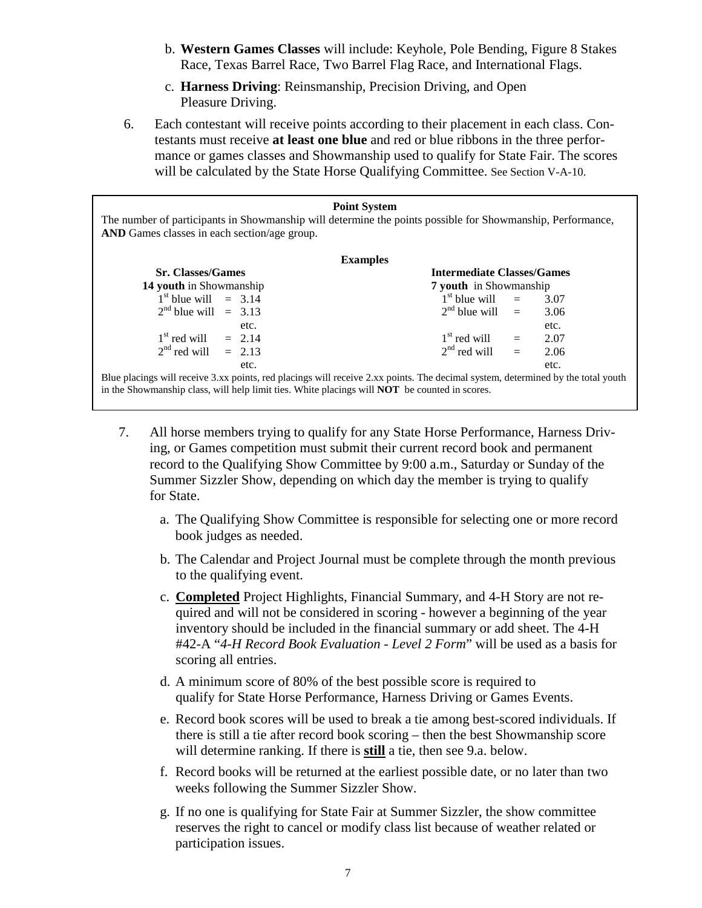b. **Western Games Classes** will include: Keyhole, Pole Bending, Figure 8 Stakes Race, Texas Barrel Race, Two Barrel Flag Race, and International Flags.

c. **Harness Driving**: Reinsmanship, Precision Driving, and Open Pleasure Driving.

6. Each contestant will receive points according to their placement in each class. Contestants must receive **at least one blue** and red or blue ribbons in the three performance or games classes and Showmanship used to qualify for State Fair. The scores will be calculated by the State Horse Qualifying Committee. See Section V-A-10.

**Point System**

The number of participants in Showmanship will determine the points possible for Showmanship, Performance, **AND** Games classes in each section/age group.

**Examples**

| **Sr. Classes/Games** | | **Intermediate Classes/Games** | |
|---|---|---|---|
| **14 youth** in Showmanship | | **7 youth** in Showmanship | |
| 1st blue will | = 3.14 | 1st blue will | = 3.07 |
| 2nd blue will | = 3.13 | 2nd blue will | = 3.06 |
| | etc. | | etc. |
| 1st red will | = 2.14 | 1st red will | = 2.07 |
| 2nd red will | = 2.13 | 2nd red will | = 2.06 |
| | etc. | | etc. |

Blue placings will receive 3.xx points, red placings will receive 2.xx points. The decimal system, determined by the total youth in the Showmanship class, will help limit ties. White placings will **NOT** be counted in scores.

7. All horse members trying to qualify for any State Horse Performance, Harness Driving, or Games competition must submit their current record book and permanent record to the Qualifying Show Committee by 9:00 a.m., Saturday or Sunday of the Summer Sizzler Show, depending on which day the member is trying to qualify for State.

   a. The Qualifying Show Committee is responsible for selecting one or more record book judges as needed.

   b. The Calendar and Project Journal must be complete through the month previous to the qualifying event.

   c. **Completed** Project Highlights, Financial Summary, and 4-H Story are not required and will not be considered in scoring - however a beginning of the year inventory should be included in the financial summary or add sheet. The 4-H #42-A "*4-H Record Book Evaluation - Level 2 Form*" will be used as a basis for scoring all entries.

   d. A minimum score of 80% of the best possible score is required to qualify for State Horse Performance, Harness Driving or Games Events.

   e. Record book scores will be used to break a tie among best-scored individuals. If there is still a tie after record book scoring – then the best Showmanship score will determine ranking. If there is **still** a tie, then see 9.a. below.

   f. Record books will be returned at the earliest possible date, or no later than two weeks following the Summer Sizzler Show.

   g. If no one is qualifying for State Fair at Summer Sizzler, the show committee reserves the right to cancel or modify class list because of weather related or participation issues.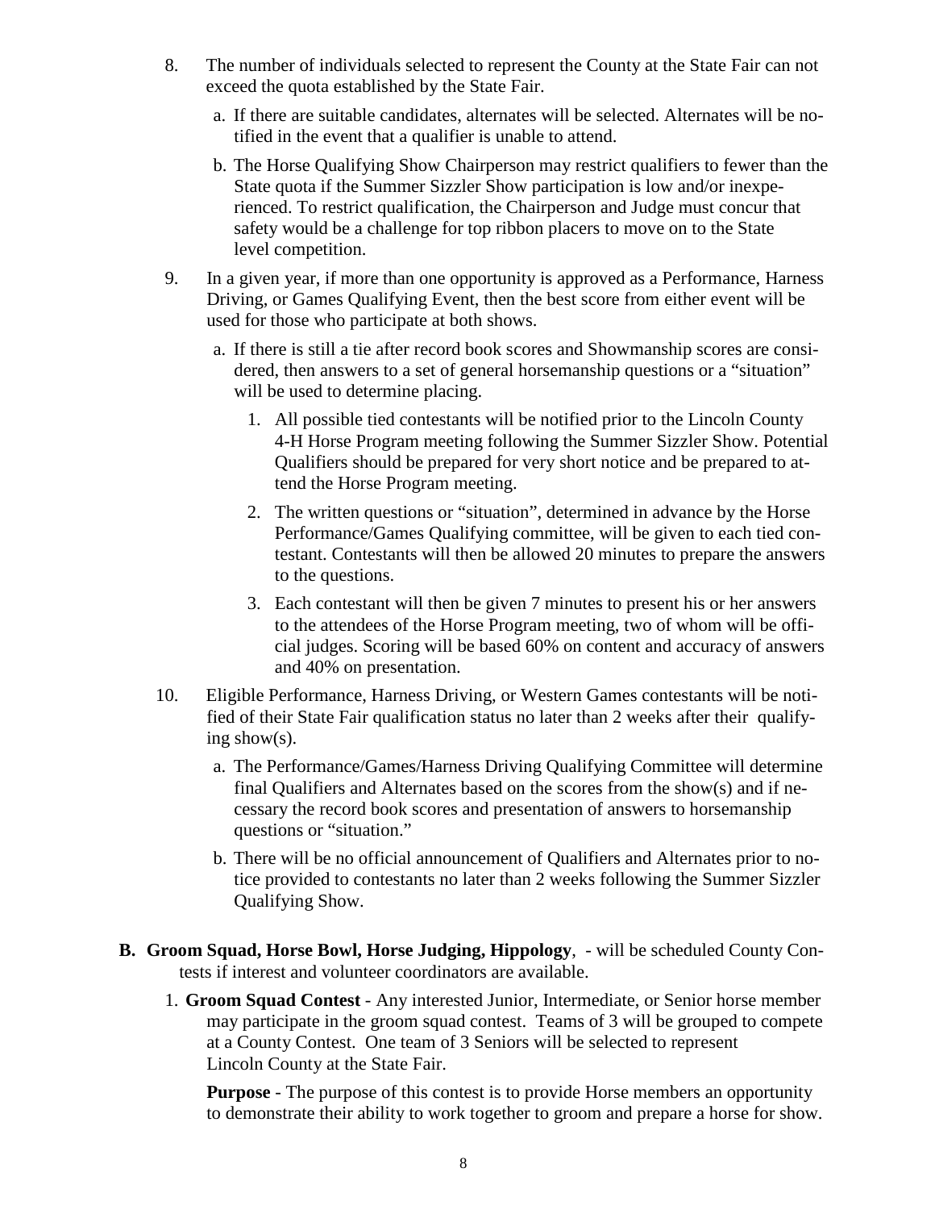8. The number of individuals selected to represent the County at the State Fair can not exceed the quota established by the State Fair.

   a. If there are suitable candidates, alternates will be selected. Alternates will be notified in the event that a qualifier is unable to attend.

   b. The Horse Qualifying Show Chairperson may restrict qualifiers to fewer than the State quota if the Summer Sizzler Show participation is low and/or inexperienced. To restrict qualification, the Chairperson and Judge must concur that safety would be a challenge for top ribbon placers to move on to the State level competition.

9. In a given year, if more than one opportunity is approved as a Performance, Harness Driving, or Games Qualifying Event, then the best score from either event will be used for those who participate at both shows.

   a. If there is still a tie after record book scores and Showmanship scores are considered, then answers to a set of general horsemanship questions or a "situation" will be used to determine placing.

      1. All possible tied contestants will be notified prior to the Lincoln County 4-H Horse Program meeting following the Summer Sizzler Show. Potential Qualifiers should be prepared for very short notice and be prepared to attend the Horse Program meeting.

      2. The written questions or "situation", determined in advance by the Horse Performance/Games Qualifying committee, will be given to each tied contestant. Contestants will then be allowed 20 minutes to prepare the answers to the questions.

      3. Each contestant will then be given 7 minutes to present his or her answers to the attendees of the Horse Program meeting, two of whom will be official judges. Scoring will be based 60% on content and accuracy of answers and 40% on presentation.

10. Eligible Performance, Harness Driving, or Western Games contestants will be notified of their State Fair qualification status no later than 2 weeks after their qualifying show(s).

    a. The Performance/Games/Harness Driving Qualifying Committee will determine final Qualifiers and Alternates based on the scores from the show(s) and if necessary the record book scores and presentation of answers to horsemanship questions or "situation."

    b. There will be no official announcement of Qualifiers and Alternates prior to notice provided to contestants no later than 2 weeks following the Summer Sizzler Qualifying Show.

**B. Groom Squad, Horse Bowl, Horse Judging, Hippology**, - will be scheduled County Contests if interest and volunteer coordinators are available.

1. **Groom Squad Contest** - Any interested Junior, Intermediate, or Senior horse member may participate in the groom squad contest. Teams of 3 will be grouped to compete at a County Contest. One team of 3 Seniors will be selected to represent Lincoln County at the State Fair.

   **Purpose** - The purpose of this contest is to provide Horse members an opportunity to demonstrate their ability to work together to groom and prepare a horse for show.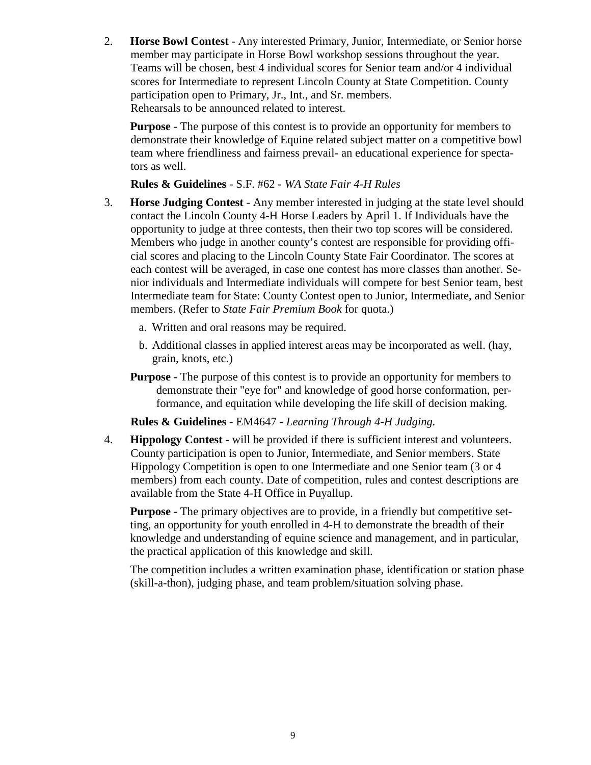2. **Horse Bowl Contest** - Any interested Primary, Junior, Intermediate, or Senior horse member may participate in Horse Bowl workshop sessions throughout the year. Teams will be chosen, best 4 individual scores for Senior team and/or 4 individual scores for Intermediate to represent Lincoln County at State Competition. County participation open to Primary, Jr., Int., and Sr. members.
   Rehearsals to be announced related to interest.

   **Purpose** - The purpose of this contest is to provide an opportunity for members to demonstrate their knowledge of Equine related subject matter on a competitive bowl team where friendliness and fairness prevail- an educational experience for spectators as well.

   **Rules & Guidelines** - S.F. #62 - *WA State Fair 4-H Rules*

3. **Horse Judging Contest** - Any member interested in judging at the state level should contact the Lincoln County 4-H Horse Leaders by April 1. If Individuals have the opportunity to judge at three contests, then their two top scores will be considered. Members who judge in another county's contest are responsible for providing official scores and placing to the Lincoln County State Fair Coordinator. The scores at each contest will be averaged, in case one contest has more classes than another. Senior individuals and Intermediate individuals will compete for best Senior team, best Intermediate team for State: County Contest open to Junior, Intermediate, and Senior members. (Refer to *State Fair Premium Book* for quota.)

   a. Written and oral reasons may be required.

   b. Additional classes in applied interest areas may be incorporated as well. (hay, grain, knots, etc.)

   **Purpose** - The purpose of this contest is to provide an opportunity for members to demonstrate their "eye for" and knowledge of good horse conformation, performance, and equitation while developing the life skill of decision making.

   **Rules & Guidelines** - EM4647 - *Learning Through 4-H Judging.*

4. **Hippology Contest** - will be provided if there is sufficient interest and volunteers. County participation is open to Junior, Intermediate, and Senior members. State Hippology Competition is open to one Intermediate and one Senior team (3 or 4 members) from each county. Date of competition, rules and contest descriptions are available from the State 4-H Office in Puyallup.

   **Purpose** - The primary objectives are to provide, in a friendly but competitive setting, an opportunity for youth enrolled in 4-H to demonstrate the breadth of their knowledge and understanding of equine science and management, and in particular, the practical application of this knowledge and skill.

   The competition includes a written examination phase, identification or station phase (skill-a-thon), judging phase, and team problem/situation solving phase.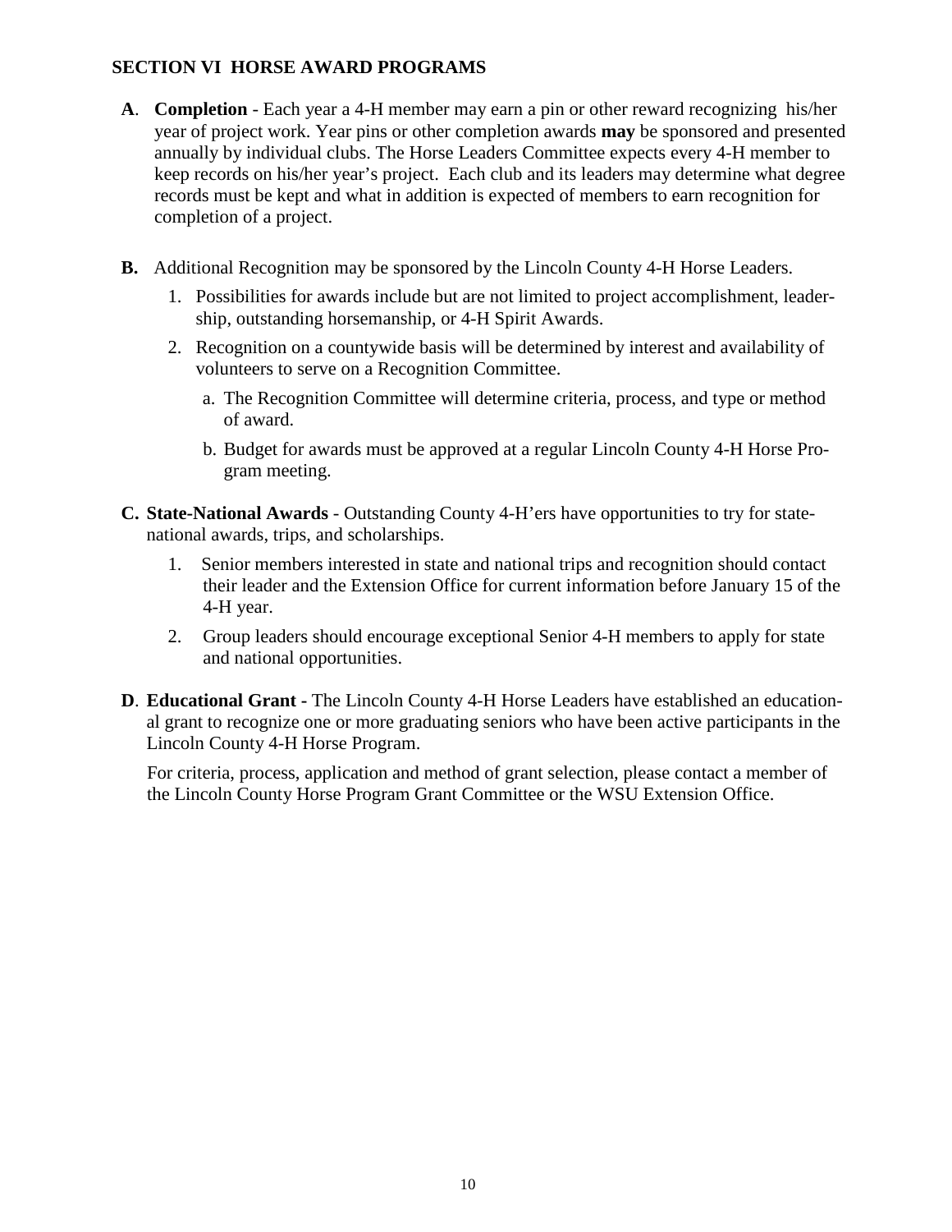## SECTION VI HORSE AWARD PROGRAMS

**A**. **Completion** - Each year a 4-H member may earn a pin or other reward recognizing his/her year of project work. Year pins or other completion awards **may** be sponsored and presented annually by individual clubs. The Horse Leaders Committee expects every 4-H member to keep records on his/her year's project. Each club and its leaders may determine what degree records must be kept and what in addition is expected of members to earn recognition for completion of a project.

**B.** Additional Recognition may be sponsored by the Lincoln County 4-H Horse Leaders.

1. Possibilities for awards include but are not limited to project accomplishment, leadership, outstanding horsemanship, or 4-H Spirit Awards.
2. Recognition on a countywide basis will be determined by interest and availability of volunteers to serve on a Recognition Committee.
   a. The Recognition Committee will determine criteria, process, and type or method of award.
   b. Budget for awards must be approved at a regular Lincoln County 4-H Horse Program meeting.

**C. State-National Awards** - Outstanding County 4-H'ers have opportunities to try for state-national awards, trips, and scholarships.

1. Senior members interested in state and national trips and recognition should contact their leader and the Extension Office for current information before January 15 of the 4-H year.
2. Group leaders should encourage exceptional Senior 4-H members to apply for state and national opportunities.

**D**. **Educational Grant -** The Lincoln County 4-H Horse Leaders have established an educational grant to recognize one or more graduating seniors who have been active participants in the Lincoln County 4-H Horse Program.

For criteria, process, application and method of grant selection, please contact a member of the Lincoln County Horse Program Grant Committee or the WSU Extension Office.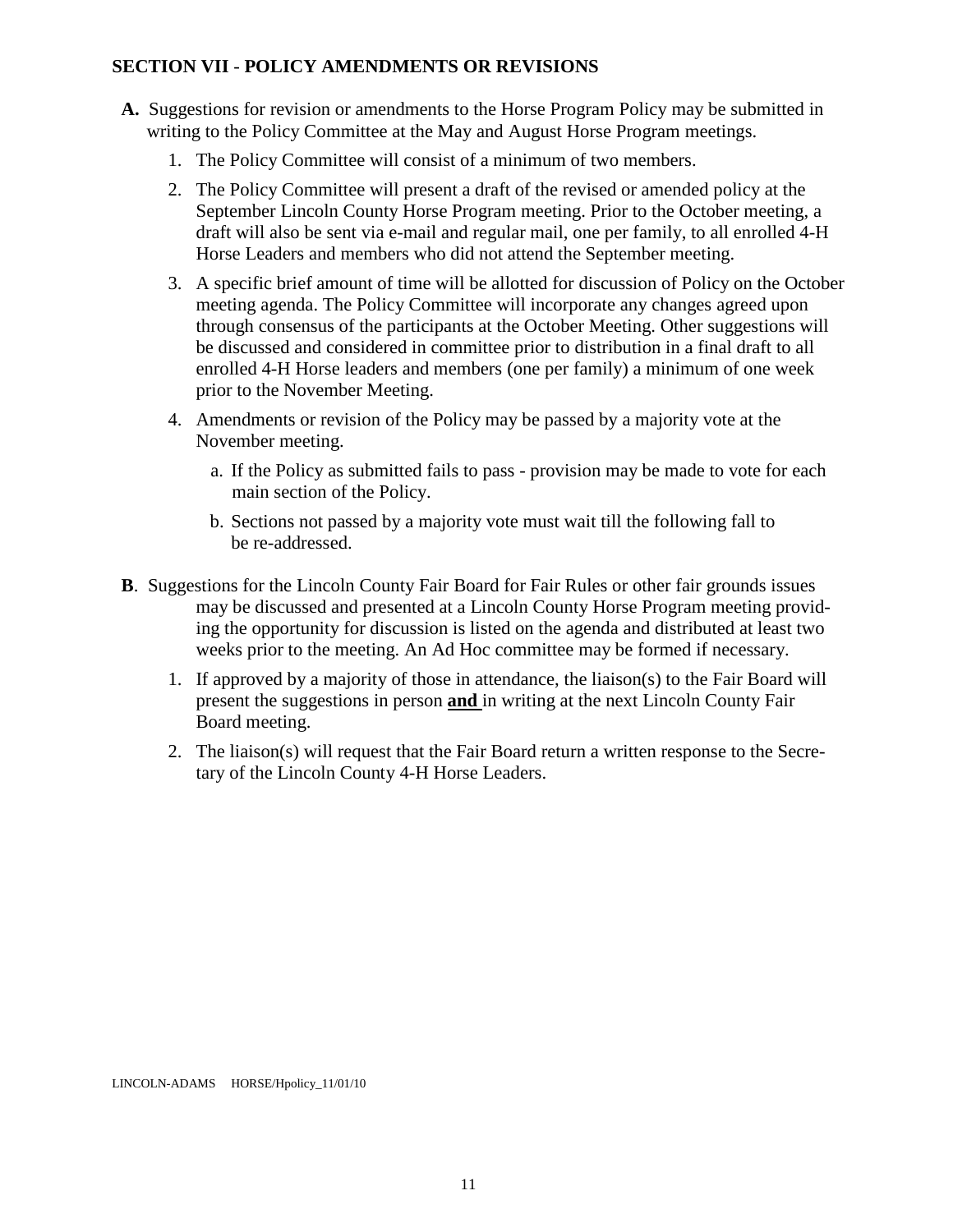## SECTION VII - POLICY AMENDMENTS OR REVISIONS

**A.** Suggestions for revision or amendments to the Horse Program Policy may be submitted in writing to the Policy Committee at the May and August Horse Program meetings.

1. The Policy Committee will consist of a minimum of two members.
2. The Policy Committee will present a draft of the revised or amended policy at the September Lincoln County Horse Program meeting. Prior to the October meeting, a draft will also be sent via e-mail and regular mail, one per family, to all enrolled 4-H Horse Leaders and members who did not attend the September meeting.
3. A specific brief amount of time will be allotted for discussion of Policy on the October meeting agenda. The Policy Committee will incorporate any changes agreed upon through consensus of the participants at the October Meeting. Other suggestions will be discussed and considered in committee prior to distribution in a final draft to all enrolled 4-H Horse leaders and members (one per family) a minimum of one week prior to the November Meeting.
4. Amendments or revision of the Policy may be passed by a majority vote at the November meeting.
   a. If the Policy as submitted fails to pass - provision may be made to vote for each main section of the Policy.
   b. Sections not passed by a majority vote must wait till the following fall to be re-addressed.

**B**. Suggestions for the Lincoln County Fair Board for Fair Rules or other fair grounds issues may be discussed and presented at a Lincoln County Horse Program meeting providing the opportunity for discussion is listed on the agenda and distributed at least two weeks prior to the meeting. An Ad Hoc committee may be formed if necessary.

1. If approved by a majority of those in attendance, the liaison(s) to the Fair Board will present the suggestions in person **and** in writing at the next Lincoln County Fair Board meeting.
2. The liaison(s) will request that the Fair Board return a written response to the Secretary of the Lincoln County 4-H Horse Leaders.

LINCOLN-ADAMS HORSE/Hpolicy_11/01/10